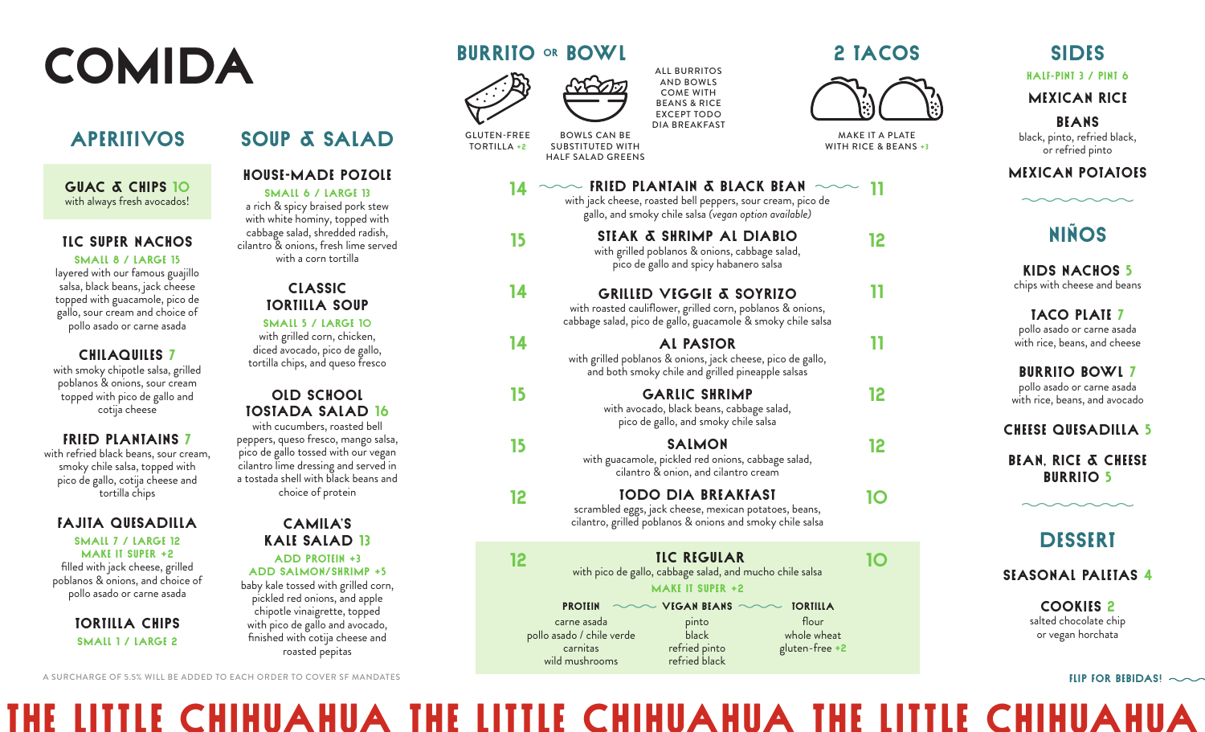# COMIDA

## APERITIVOS

**GUAC & CHIPS 10**
with always fresh avocados!

**TLC SUPER NACHOS**
SMALL 8 / LARGE 15
layered with our famous guajillo salsa, black beans, jack cheese topped with guacamole, pico de gallo, sour cream and choice of pollo asado or carne asada

**CHILAQUILES 7**
with smoky chipotle salsa, grilled poblanos & onions, sour cream topped with pico de gallo and cotija cheese

**FRIED PLANTAINS 7**
with refried black beans, sour cream, smoky chile salsa, topped with pico de gallo, cotija cheese and tortilla chips

**FAJITA QUESADILLA**
SMALL 7 / LARGE 12
MAKE IT SUPER +2
filled with jack cheese, grilled poblanos & onions, and choice of pollo asado or carne asada

**TORTILLA CHIPS**
SMALL 1 / LARGE 2

## SOUP & SALAD

**HOUSE-MADE POZOLE**
SMALL 6 / LARGE 13
a rich & spicy braised pork stew with white hominy, topped with cabbage salad, shredded radish, cilantro & onions, fresh lime served with a corn tortilla

**CLASSIC TORTILLA SOUP**
SMALL 5 / LARGE 10
with grilled corn, chicken, diced avocado, pico de gallo, tortilla chips, and queso fresco

**OLD SCHOOL TOSTADA SALAD 16**
with cucumbers, roasted bell peppers, queso fresco, mango salsa, pico de gallo tossed with our vegan cilantro lime dressing and served in a tostada shell with black beans and choice of protein

**CAMILA'S KALE SALAD 13**
ADD PROTEIN +3
ADD SALMON/SHRIMP +5
baby kale tossed with grilled corn, pickled red onions, and apple chipotle vinaigrette, topped with pico de gallo and avocado, finished with cotija cheese and roasted pepitas

A SURCHARGE OF 5.5% WILL BE ADDED TO EACH ORDER TO COVER SF MANDATES

## BURRITO or BOWL / 2 TACOS

GLUTEN-FREE TORTILLA +2

BOWLS CAN BE SUBSTITUTED WITH HALF SALAD GREENS

ALL BURRITOS AND BOWLS COME WITH BEANS & RICE EXCEPT TODO DIA BREAKFAST

MAKE IT A PLATE WITH RICE & BEANS +3

| Burrito or Bowl | Item | 2 Tacos |
|---|---|---|
| 14 | **FRIED PLANTAIN & BLACK BEAN** with jack cheese, roasted bell peppers, sour cream, pico de gallo, and smoky chile salsa *(vegan option available)* | 11 |
| 15 | **STEAK & SHRIMP AL DIABLO** with grilled poblanos & onions, cabbage salad, pico de gallo and spicy habanero salsa | 12 |
| 14 | **GRILLED VEGGIE & SOYRIZO** with roasted cauliflower, grilled corn, poblanos & onions, cabbage salad, pico de gallo, guacamole & smoky chile salsa | 11 |
| 14 | **AL PASTOR** with grilled poblanos & onions, jack cheese, pico de gallo, and both smoky chile and grilled pineapple salsas | 11 |
| 15 | **GARLIC SHRIMP** with avocado, black beans, cabbage salad, pico de gallo, and smoky chile salsa | 12 |
| 15 | **SALMON** with guacamole, pickled red onions, cabbage salad, cilantro & onion, and cilantro cream | 12 |
| 12 | **TODO DIA BREAKFAST** scrambled eggs, jack cheese, mexican potatoes, beans, cilantro, grilled poblanos & onions and smoky chile salsa | 10 |
| 12 | **TLC REGULAR** with pico de gallo, cabbage salad, and mucho chile salsa — MAKE IT SUPER +2 | 10 |

| PROTEIN | VEGAN BEANS | TORTILLA |
|---|---|---|
| carne asada | pinto | flour |
| pollo asado / chile verde | black | whole wheat |
| carnitas | refried pinto | gluten-free +2 |
| wild mushrooms | refried black | |

## SIDES

HALF-PINT 3 / PINT 6

**MEXICAN RICE**

**BEANS**
black, pinto, refried black, or refried pinto

**MEXICAN POTATOES**

## NIÑOS

**KIDS NACHOS 5**
chips with cheese and beans

**TACO PLATE 7**
pollo asado or carne asada with rice, beans, and cheese

**BURRITO BOWL 7**
pollo asado or carne asada with rice, beans, and avocado

**CHEESE QUESADILLA 5**

**BEAN, RICE & CHEESE BURRITO 5**

## DESSERT

**SEASONAL PALETAS 4**

**COOKIES 2**
salted chocolate chip or vegan horchata

FLIP FOR BEBIDAS!

THE LITTLE CHIHUAHUA THE LITTLE CHIHUAHUA THE LITTLE CHIHUAHUA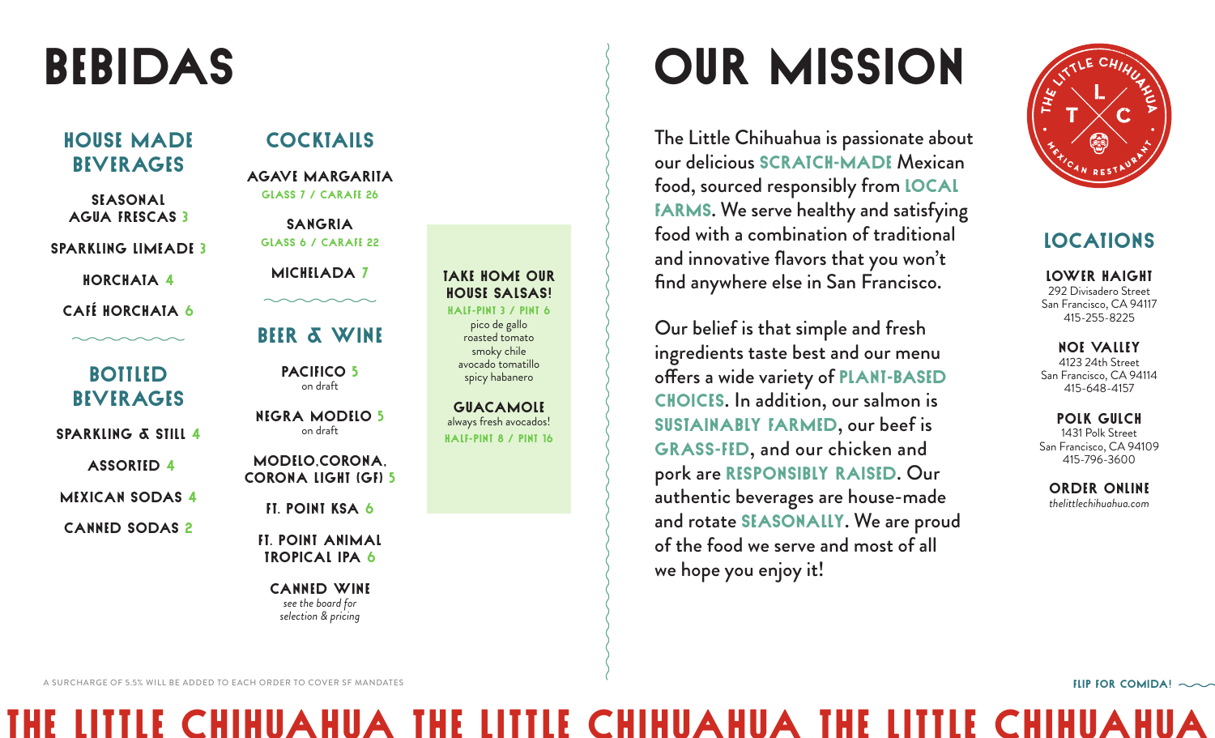# BEBIDAS

## HOUSE MADE BEVERAGES

SEASONAL AGUA FRESCAS 3

SPARKLING LIMEADE 3

HORCHATA 4

CAFÉ HORCHATA 6

## BOTTLED BEVERAGES

SPARKLING & STILL 4

ASSORTED 4

MEXICAN SODAS 4

CANNED SODAS 2

## COCKTAILS

AGAVE MARGARITA
GLASS 7 / CARAFE 26

SANGRIA
GLASS 6 / CARAFE 22

MICHELADA 7

## BEER & WINE

PACIFICO 5
on draft

NEGRA MODELO 5
on draft

MODELO, CORONA, CORONA LIGHT (GF) 5

FT. POINT KSA 6

FT. POINT ANIMAL TROPICAL IPA 6

CANNED WINE
*see the board for selection & pricing*

### TAKE HOME OUR HOUSE SALSAS!

HALF-PINT 3 / PINT 6

pico de gallo
roasted tomato
smoky chile
avocado tomatillo
spicy habanero

### GUACAMOLE

always fresh avocados!

HALF-PINT 8 / PINT 16

A SURCHARGE OF 5.5% WILL BE ADDED TO EACH ORDER TO COVER SF MANDATES

# OUR MISSION

The Little Chihuahua is passionate about our delicious **SCRATCH-MADE** Mexican food, sourced responsibly from **LOCAL FARMS**. We serve healthy and satisfying food with a combination of traditional and innovative flavors that you won't find anywhere else in San Francisco.

Our belief is that simple and fresh ingredients taste best and our menu offers a wide variety of **PLANT-BASED CHOICES**. In addition, our salmon is **SUSTAINABLY FARMED**, our beef is **GRASS-FED**, and our chicken and pork are **RESPONSIBLY RAISED**. Our authentic beverages are house-made and rotate **SEASONALLY**. We are proud of the food we serve and most of all we hope you enjoy it!

THE LITTLE CHIHUAHUA
L T C
MEXICAN RESTAURANT

## LOCATIONS

**LOWER HAIGHT**
292 Divisadero Street
San Francisco, CA 94117
415-255-8225

**NOE VALLEY**
4123 24th Street
San Francisco, CA 94114
415-648-4157

**POLK GULCH**
1431 Polk Street
San Francisco, CA 94109
415-796-3600

**ORDER ONLINE**
*thelittlechihuahua.com*

FLIP FOR COMIDA!

THE LITTLE CHIHUAHUA THE LITTLE CHIHUAHUA THE LITTLE CHIHUAHUA